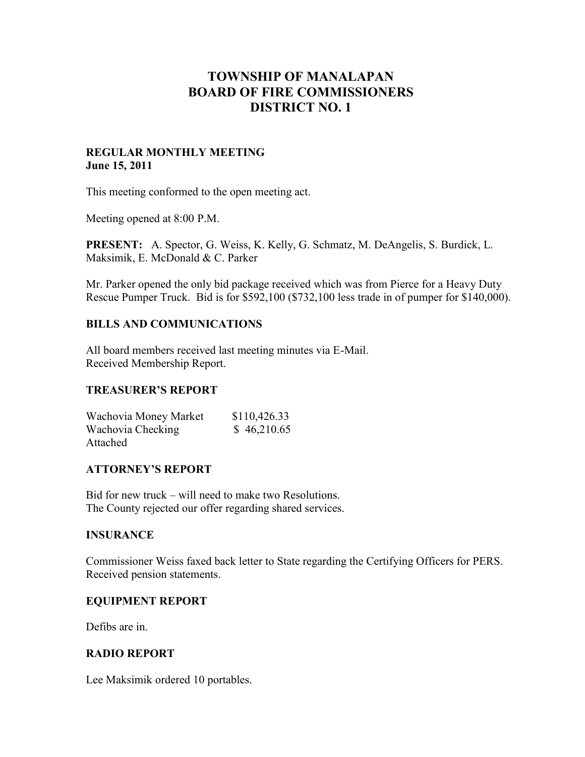# TOWNSHIP OF MANALAPAN
# BOARD OF FIRE COMMISSIONERS
# DISTRICT NO. 1

**REGULAR MONTHLY MEETING**
**June 15, 2011**

This meeting conformed to the open meeting act.

Meeting opened at 8:00 P.M.

**PRESENT:** A. Spector, G. Weiss, K. Kelly, G. Schmatz, M. DeAngelis, S. Burdick, L. Maksimik, E. McDonald & C. Parker

Mr. Parker opened the only bid package received which was from Pierce for a Heavy Duty Rescue Pumper Truck. Bid is for $592,100 ($732,100 less trade in of pumper for $140,000).

## BILLS AND COMMUNICATIONS

All board members received last meeting minutes via E-Mail.
Received Membership Report.

## TREASURER'S REPORT

| | |
|---|---|
| Wachovia Money Market | $110,426.33 |
| Wachovia Checking | $ 46,210.65 |

Attached

## ATTORNEY'S REPORT

Bid for new truck – will need to make two Resolutions.
The County rejected our offer regarding shared services.

## INSURANCE

Commissioner Weiss faxed back letter to State regarding the Certifying Officers for PERS.
Received pension statements.

## EQUIPMENT REPORT

Defibs are in.

## RADIO REPORT

Lee Maksimik ordered 10 portables.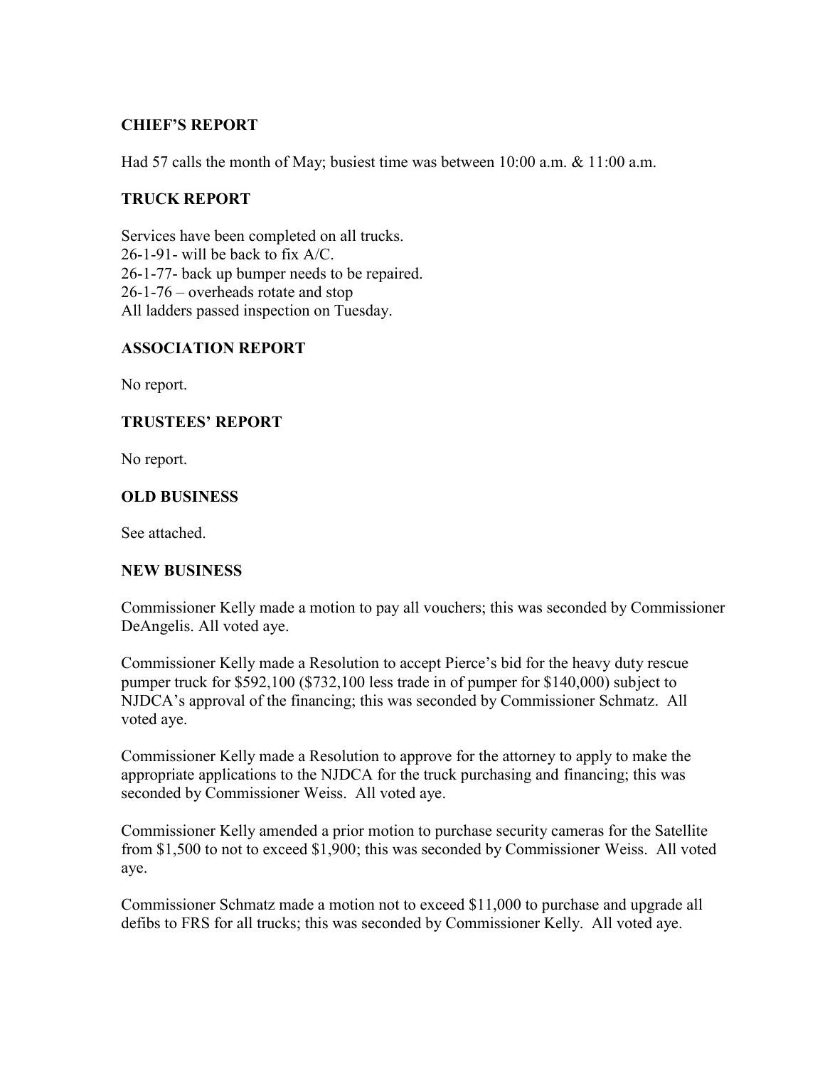## CHIEF'S REPORT

Had 57 calls the month of May; busiest time was between 10:00 a.m. & 11:00 a.m.

## TRUCK REPORT

Services have been completed on all trucks.
26-1-91- will be back to fix A/C.
26-1-77- back up bumper needs to be repaired.
26-1-76 – overheads rotate and stop
All ladders passed inspection on Tuesday.

## ASSOCIATION REPORT

No report.

## TRUSTEES' REPORT

No report.

## OLD BUSINESS

See attached.

## NEW BUSINESS

Commissioner Kelly made a motion to pay all vouchers; this was seconded by Commissioner DeAngelis. All voted aye.

Commissioner Kelly made a Resolution to accept Pierce's bid for the heavy duty rescue pumper truck for $592,100 ($732,100 less trade in of pumper for $140,000) subject to NJDCA's approval of the financing; this was seconded by Commissioner Schmatz. All voted aye.

Commissioner Kelly made a Resolution to approve for the attorney to apply to make the appropriate applications to the NJDCA for the truck purchasing and financing; this was seconded by Commissioner Weiss. All voted aye.

Commissioner Kelly amended a prior motion to purchase security cameras for the Satellite from $1,500 to not to exceed $1,900; this was seconded by Commissioner Weiss. All voted aye.

Commissioner Schmatz made a motion not to exceed $11,000 to purchase and upgrade all defibs to FRS for all trucks; this was seconded by Commissioner Kelly. All voted aye.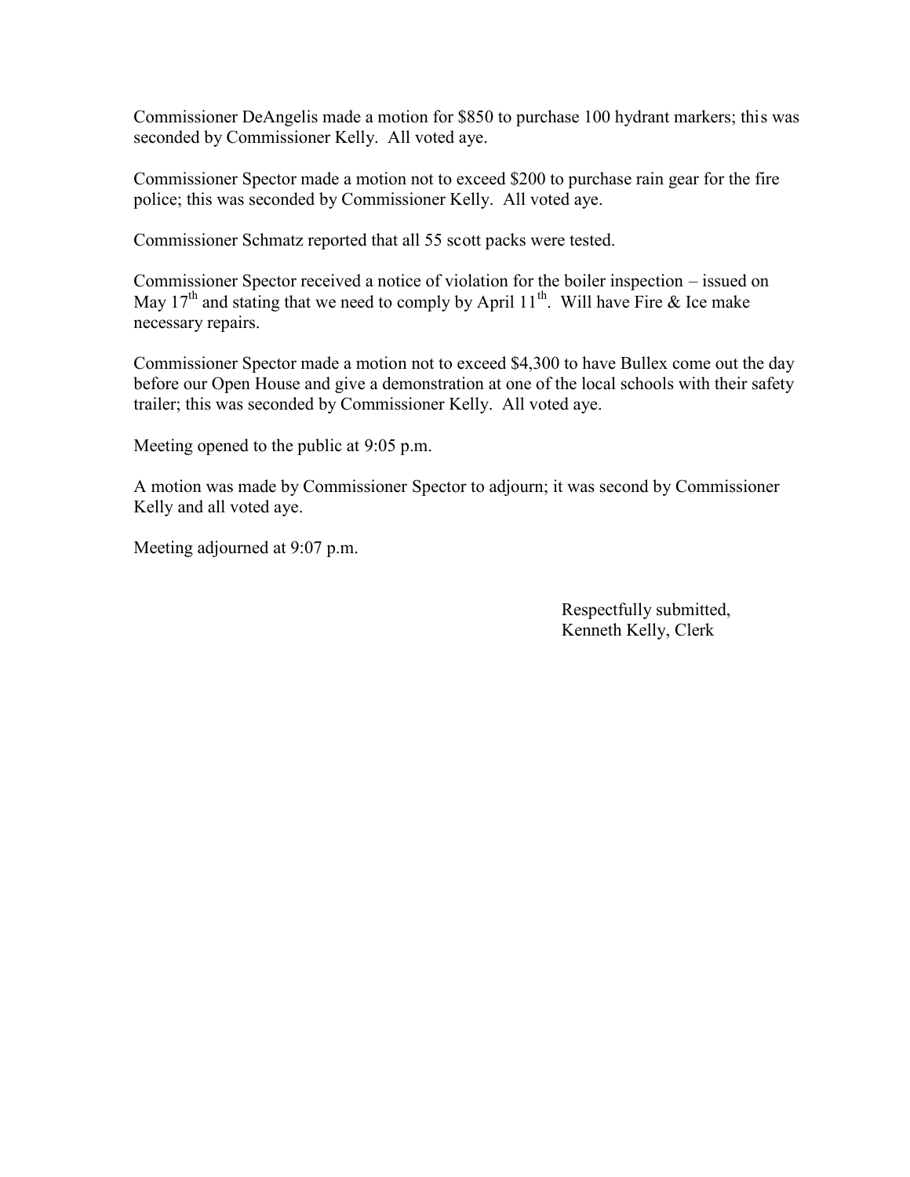Commissioner DeAngelis made a motion for $850 to purchase 100 hydrant markers; this was seconded by Commissioner Kelly. All voted aye.

Commissioner Spector made a motion not to exceed $200 to purchase rain gear for the fire police; this was seconded by Commissioner Kelly. All voted aye.

Commissioner Schmatz reported that all 55 scott packs were tested.

Commissioner Spector received a notice of violation for the boiler inspection – issued on May 17th and stating that we need to comply by April 11th. Will have Fire & Ice make necessary repairs.

Commissioner Spector made a motion not to exceed $4,300 to have Bullex come out the day before our Open House and give a demonstration at one of the local schools with their safety trailer; this was seconded by Commissioner Kelly. All voted aye.

Meeting opened to the public at 9:05 p.m.

A motion was made by Commissioner Spector to adjourn; it was second by Commissioner Kelly and all voted aye.

Meeting adjourned at 9:07 p.m.

Respectfully submitted,
Kenneth Kelly, Clerk